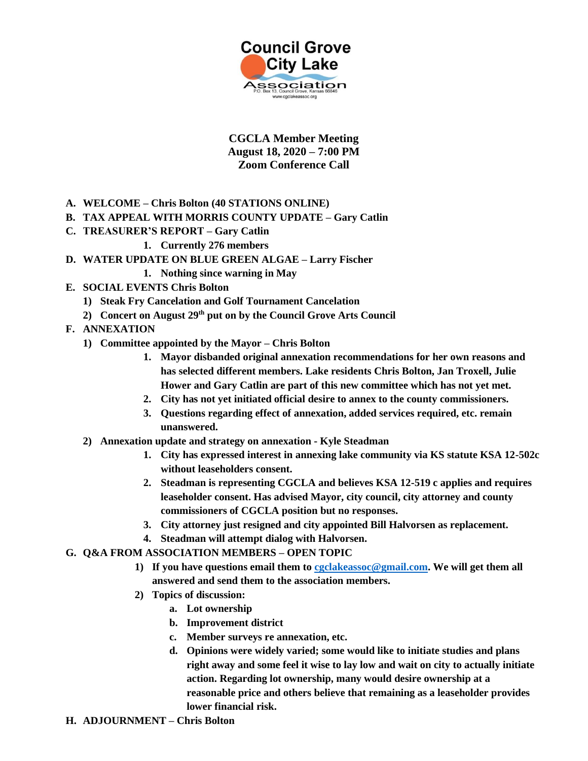Council Grove City Lake Association
P.O. Box 13, Council Grove, Kansas 66846
www.cgclakeassoc.org

**CGCLA Member Meeting**
**August 18, 2020 – 7:00 PM**
**Zoom Conference Call**

**A. WELCOME – Chris Bolton (40 STATIONS ONLINE)**

**B. TAX APPEAL WITH MORRIS COUNTY UPDATE – Gary Catlin**

**C. TREASURER'S REPORT – Gary Catlin**

1. **Currently 276 members**

**D. WATER UPDATE ON BLUE GREEN ALGAE – Larry Fischer**

1. **Nothing since warning in May**

**E. SOCIAL EVENTS Chris Bolton**

1) **Steak Fry Cancelation and Golf Tournament Cancelation**
2) **Concert on August 29th put on by the Council Grove Arts Council**

**F. ANNEXATION**

1) **Committee appointed by the Mayor – Chris Bolton**
   1. **Mayor disbanded original annexation recommendations for her own reasons and has selected different members. Lake residents Chris Bolton, Jan Troxell, Julie Hower and Gary Catlin are part of this new committee which has not yet met.**
   2. **City has not yet initiated official desire to annex to the county commissioners.**
   3. **Questions regarding effect of annexation, added services required, etc. remain unanswered.**
2) **Annexation update and strategy on annexation - Kyle Steadman**
   1. **City has expressed interest in annexing lake community via KS statute KSA 12-502c without leaseholders consent.**
   2. **Steadman is representing CGCLA and believes KSA 12-519 c applies and requires leaseholder consent. Has advised Mayor, city council, city attorney and county commissioners of CGCLA position but no responses.**
   3. **City attorney just resigned and city appointed Bill Halvorsen as replacement.**
   4. **Steadman will attempt dialog with Halvorsen.**

**G. Q&A FROM ASSOCIATION MEMBERS – OPEN TOPIC**

1) **If you have questions email them to cgclakeassoc@gmail.com. We will get them all answered and send them to the association members.**
2) **Topics of discussion:**
   a. **Lot ownership**
   b. **Improvement district**
   c. **Member surveys re annexation, etc.**
   d. **Opinions were widely varied; some would like to initiate studies and plans right away and some feel it wise to lay low and wait on city to actually initiate action. Regarding lot ownership, many would desire ownership at a reasonable price and others believe that remaining as a leaseholder provides lower financial risk.**

**H. ADJOURNMENT – Chris Bolton**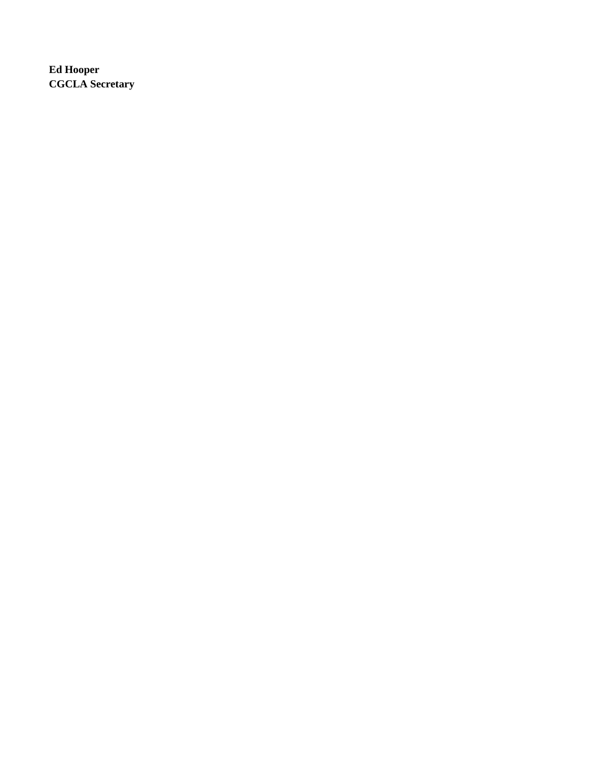**Ed Hooper**
**CGCLA Secretary**